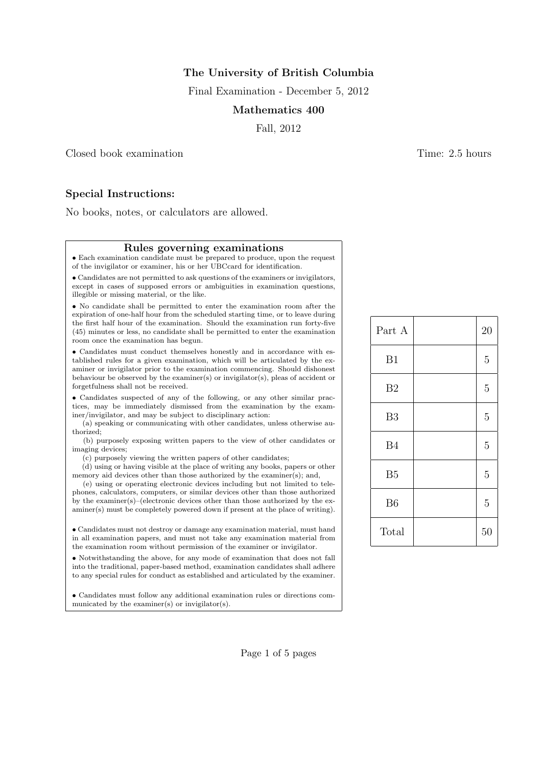**The University of British Columbia**

Final Examination - December 5, 2012

**Mathematics 400**

Fall, 2012

Closed book examination

Time: 2.5 hours

### Special Instructions:

No books, notes, or calculators are allowed.

## Rules governing examinations

- Each examination candidate must be prepared to produce, upon the request of the invigilator or examiner, his or her UBCcard for identification.
- Candidates are not permitted to ask questions of the examiners or invigilators, except in cases of supposed errors or ambiguities in examination questions, illegible or missing material, or the like.
- No candidate shall be permitted to enter the examination room after the expiration of one-half hour from the scheduled starting time, or to leave during the first half hour of the examination. Should the examination run forty-five (45) minutes or less, no candidate shall be permitted to enter the examination room once the examination has begun.
- Candidates must conduct themselves honestly and in accordance with established rules for a given examination, which will be articulated by the examiner or invigilator prior to the examination commencing. Should dishonest behaviour be observed by the examiner(s) or invigilator(s), pleas of accident or forgetfulness shall not be received.
- Candidates suspected of any of the following, or any other similar practices, may be immediately dismissed from the examination by the examiner/invigilator, and may be subject to disciplinary action:
  - (a) speaking or communicating with other candidates, unless otherwise authorized;
  - (b) purposely exposing written papers to the view of other candidates or imaging devices;
  - (c) purposely viewing the written papers of other candidates;
  - (d) using or having visible at the place of writing any books, papers or other memory aid devices other than those authorized by the examiner(s); and,
  - (e) using or operating electronic devices including but not limited to telephones, calculators, computers, or similar devices other than those authorized by the examiner(s)–(electronic devices other than those authorized by the examiner(s) must be completely powered down if present at the place of writing).
- Candidates must not destroy or damage any examination material, must hand in all examination papers, and must not take any examination material from the examination room without permission of the examiner or invigilator.
- Notwithstanding the above, for any mode of examination that does not fall into the traditional, paper-based method, examination candidates shall adhere to any special rules for conduct as established and articulated by the examiner.
- Candidates must follow any additional examination rules or directions communicated by the examiner(s) or invigilator(s).

| | | |
|---|---|---|
| Part A | | 20 |
| B1 | | 5 |
| B2 | | 5 |
| B3 | | 5 |
| B4 | | 5 |
| B5 | | 5 |
| B6 | | 5 |
| Total | | 50 |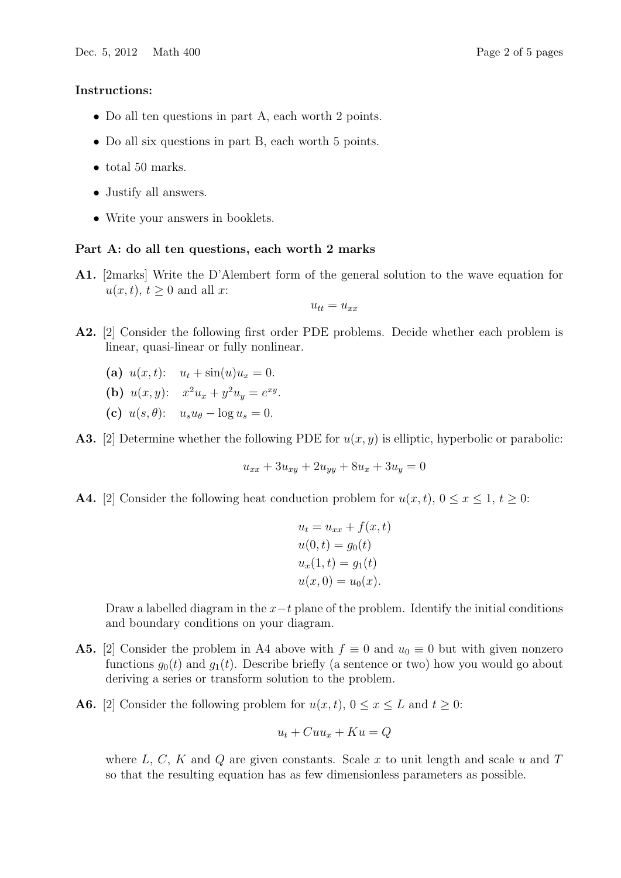**Instructions:**

- Do all ten questions in part A, each worth 2 points.
- Do all six questions in part B, each worth 5 points.
- total 50 marks.
- Justify all answers.
- Write your answers in booklets.

**Part A: do all ten questions, each worth 2 marks**

**A1.** [2marks] Write the D'Alembert form of the general solution to the wave equation for $u(x,t)$, $t \geq 0$ and all $x$:

$$u_{tt} = u_{xx}$$

**A2.** [2] Consider the following first order PDE problems. Decide whether each problem is linear, quasi-linear or fully nonlinear.

**(a)** $u(x,t)$: $\quad u_t + \sin(u)u_x = 0$.

**(b)** $u(x,y)$: $\quad x^2 u_x + y^2 u_y = e^{xy}$.

**(c)** $u(s,\theta)$: $\quad u_s u_\theta - \log u_s = 0$.

**A3.** [2] Determine whether the following PDE for $u(x,y)$ is elliptic, hyperbolic or parabolic:

$$u_{xx} + 3u_{xy} + 2u_{yy} + 8u_x + 3u_y = 0$$

**A4.** [2] Consider the following heat conduction problem for $u(x,t)$, $0 \leq x \leq 1$, $t \geq 0$:

$$\begin{aligned}
u_t &= u_{xx} + f(x,t) \\
u(0,t) &= g_0(t) \\
u_x(1,t) &= g_1(t) \\
u(x,0) &= u_0(x).
\end{aligned}$$

Draw a labelled diagram in the $x-t$ plane of the problem. Identify the initial conditions and boundary conditions on your diagram.

**A5.** [2] Consider the problem in A4 above with $f \equiv 0$ and $u_0 \equiv 0$ but with given nonzero functions $g_0(t)$ and $g_1(t)$. Describe briefly (a sentence or two) how you would go about deriving a series or transform solution to the problem.

**A6.** [2] Consider the following problem for $u(x,t)$, $0 \leq x \leq L$ and $t \geq 0$:

$$u_t + Cuu_x + Ku = Q$$

where $L$, $C$, $K$ and $Q$ are given constants. Scale $x$ to unit length and scale $u$ and $T$ so that the resulting equation has as few dimensionless parameters as possible.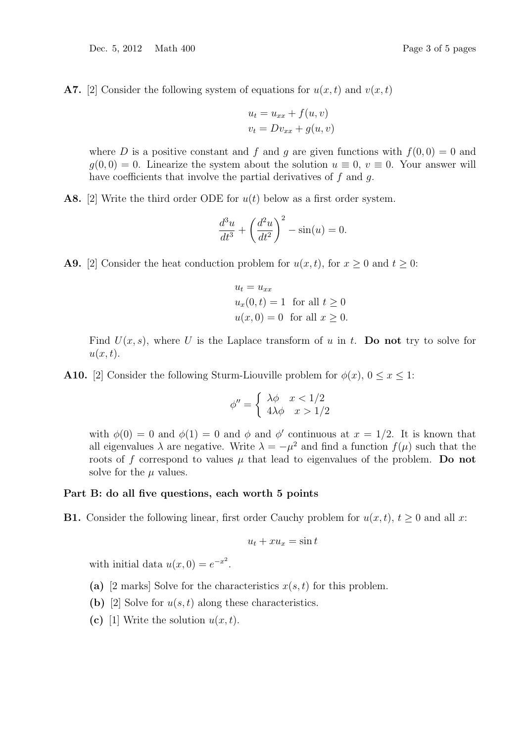**A7.** [2] Consider the following system of equations for $u(x,t)$ and $v(x,t)$

$$u_t = u_{xx} + f(u,v)$$
$$v_t = Dv_{xx} + g(u,v)$$

where $D$ is a positive constant and $f$ and $g$ are given functions with $f(0,0) = 0$ and $g(0,0) = 0$. Linearize the system about the solution $u \equiv 0$, $v \equiv 0$. Your answer will have coefficients that involve the partial derivatives of $f$ and $g$.

**A8.** [2] Write the third order ODE for $u(t)$ below as a first order system.

$$\frac{d^3u}{dt^3} + \left(\frac{d^2u}{dt^2}\right)^2 - \sin(u) = 0.$$

**A9.** [2] Consider the heat conduction problem for $u(x,t)$, for $x \geq 0$ and $t \geq 0$:

$$u_t = u_{xx}$$
$$u_x(0,t) = 1 \quad \text{for all } t \geq 0$$
$$u(x,0) = 0 \quad \text{for all } x \geq 0.$$

Find $U(x,s)$, where $U$ is the Laplace transform of $u$ in $t$. **Do not** try to solve for $u(x,t)$.

**A10.** [2] Consider the following Sturm-Liouville problem for $\phi(x)$, $0 \leq x \leq 1$:

$$\phi'' = \begin{cases} \lambda\phi & x < 1/2 \\ 4\lambda\phi & x > 1/2 \end{cases}$$

with $\phi(0) = 0$ and $\phi(1) = 0$ and $\phi$ and $\phi'$ continuous at $x = 1/2$. It is known that all eigenvalues $\lambda$ are negative. Write $\lambda = -\mu^2$ and find a function $f(\mu)$ such that the roots of $f$ correspond to values $\mu$ that lead to eigenvalues of the problem. **Do not** solve for the $\mu$ values.

### Part B: do all five questions, each worth 5 points

**B1.** Consider the following linear, first order Cauchy problem for $u(x,t)$, $t \geq 0$ and all $x$:

$$u_t + xu_x = \sin t$$

with initial data $u(x,0) = e^{-x^2}$.

**(a)** [2 marks] Solve for the characteristics $x(s,t)$ for this problem.

**(b)** [2] Solve for $u(s,t)$ along these characteristics.

**(c)** [1] Write the solution $u(x,t)$.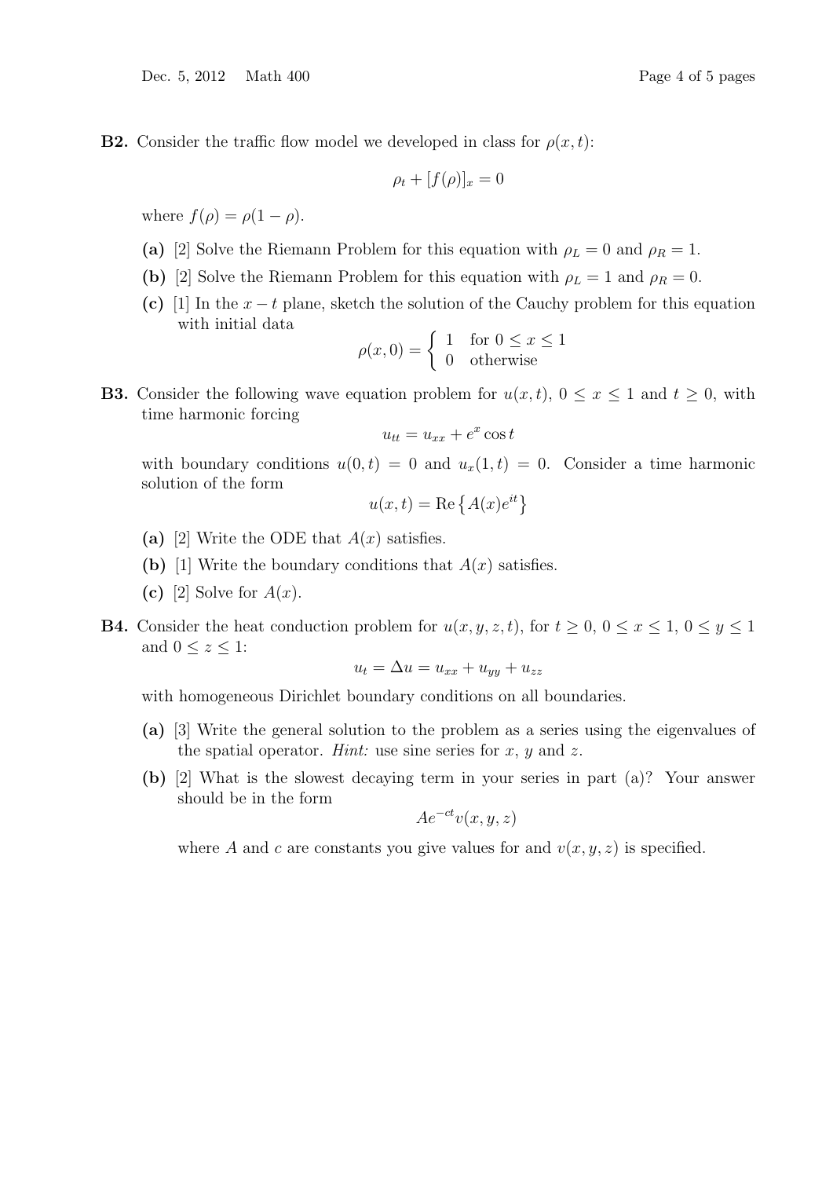**B2.** Consider the traffic flow model we developed in class for $\rho(x,t)$:

$$\rho_t + [f(\rho)]_x = 0$$

where $f(\rho) = \rho(1-\rho)$.

**(a)** [2] Solve the Riemann Problem for this equation with $\rho_L = 0$ and $\rho_R = 1$.

**(b)** [2] Solve the Riemann Problem for this equation with $\rho_L = 1$ and $\rho_R = 0$.

**(c)** [1] In the $x-t$ plane, sketch the solution of the Cauchy problem for this equation with initial data

$$\rho(x,0) = \begin{cases} 1 & \text{for } 0 \le x \le 1 \\ 0 & \text{otherwise} \end{cases}$$

**B3.** Consider the following wave equation problem for $u(x,t)$, $0 \le x \le 1$ and $t \ge 0$, with time harmonic forcing

$$u_{tt} = u_{xx} + e^x \cos t$$

with boundary conditions $u(0,t) = 0$ and $u_x(1,t) = 0$. Consider a time harmonic solution of the form

$$u(x,t) = \text{Re}\left\{A(x)e^{it}\right\}$$

**(a)** [2] Write the ODE that $A(x)$ satisfies.

**(b)** [1] Write the boundary conditions that $A(x)$ satisfies.

**(c)** [2] Solve for $A(x)$.

**B4.** Consider the heat conduction problem for $u(x,y,z,t)$, for $t \ge 0$, $0 \le x \le 1$, $0 \le y \le 1$ and $0 \le z \le 1$:

$$u_t = \Delta u = u_{xx} + u_{yy} + u_{zz}$$

with homogeneous Dirichlet boundary conditions on all boundaries.

**(a)** [3] Write the general solution to the problem as a series using the eigenvalues of the spatial operator. *Hint:* use sine series for $x$, $y$ and $z$.

**(b)** [2] What is the slowest decaying term in your series in part (a)? Your answer should be in the form

$$Ae^{-ct}v(x,y,z)$$

where $A$ and $c$ are constants you give values for and $v(x,y,z)$ is specified.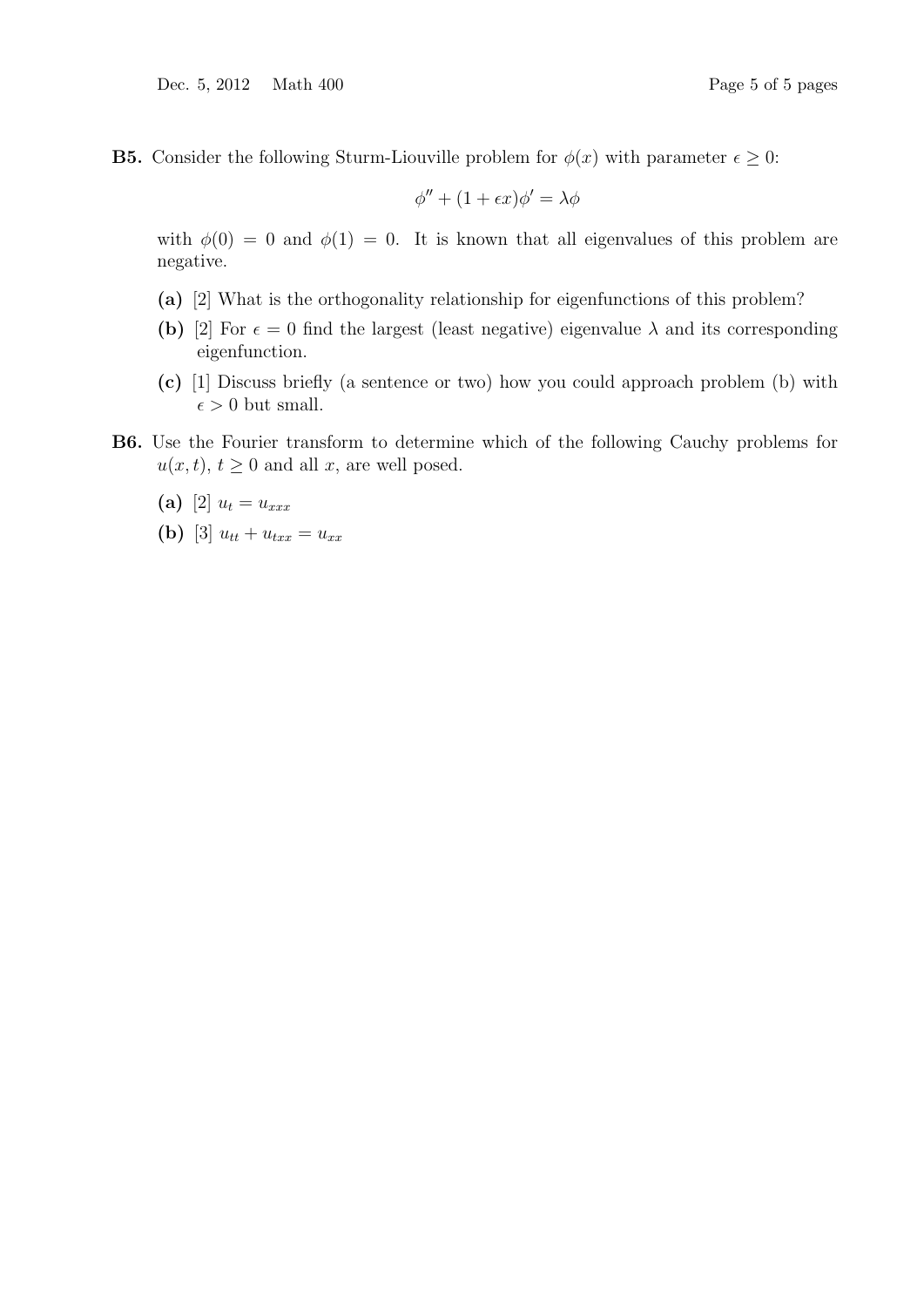**B5.** Consider the following Sturm-Liouville problem for $\phi(x)$ with parameter $\epsilon \geq 0$:

$$\phi'' + (1 + \epsilon x)\phi' = \lambda \phi$$

with $\phi(0) = 0$ and $\phi(1) = 0$. It is known that all eigenvalues of this problem are negative.

**(a)** [2] What is the orthogonality relationship for eigenfunctions of this problem?

**(b)** [2] For $\epsilon = 0$ find the largest (least negative) eigenvalue $\lambda$ and its corresponding eigenfunction.

**(c)** [1] Discuss briefly (a sentence or two) how you could approach problem (b) with $\epsilon > 0$ but small.

**B6.** Use the Fourier transform to determine which of the following Cauchy problems for $u(x, t)$, $t \geq 0$ and all $x$, are well posed.

**(a)** [2] $u_t = u_{xxx}$

**(b)** [3] $u_{tt} + u_{txx} = u_{xx}$